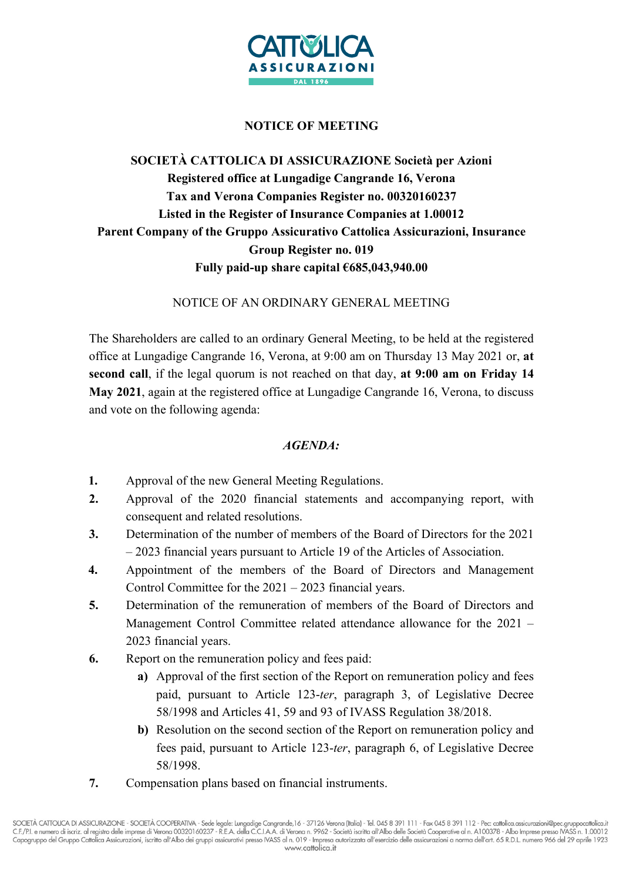# NOTICE OF MEETING

**SOCIETÀ CATTOLICA DI ASSICURAZIONE Società per Azioni**
**Registered office at Lungadige Cangrande 16, Verona**
**Tax and Verona Companies Register no. 00320160237**
**Listed in the Register of Insurance Companies at 1.00012**
**Parent Company of the Gruppo Assicurativo Cattolica Assicurazioni, Insurance Group Register no. 019**
**Fully paid-up share capital €685,043,940.00**

NOTICE OF AN ORDINARY GENERAL MEETING

The Shareholders are called to an ordinary General Meeting, to be held at the registered office at Lungadige Cangrande 16, Verona, at 9:00 am on Thursday 13 May 2021 or, **at second call**, if the legal quorum is not reached on that day, **at 9:00 am on Friday 14 May 2021**, again at the registered office at Lungadige Cangrande 16, Verona, to discuss and vote on the following agenda:

***AGENDA:***

1. Approval of the new General Meeting Regulations.
2. Approval of the 2020 financial statements and accompanying report, with consequent and related resolutions.
3. Determination of the number of members of the Board of Directors for the 2021 – 2023 financial years pursuant to Article 19 of the Articles of Association.
4. Appointment of the members of the Board of Directors and Management Control Committee for the 2021 – 2023 financial years.
5. Determination of the remuneration of members of the Board of Directors and Management Control Committee related attendance allowance for the 2021 – 2023 financial years.
6. Report on the remuneration policy and fees paid:
   - **a)** Approval of the first section of the Report on remuneration policy and fees paid, pursuant to Article 123-*ter*, paragraph 3, of Legislative Decree 58/1998 and Articles 41, 59 and 93 of IVASS Regulation 38/2018.
   - **b)** Resolution on the second section of the Report on remuneration policy and fees paid, pursuant to Article 123-*ter*, paragraph 6, of Legislative Decree 58/1998.
7. Compensation plans based on financial instruments.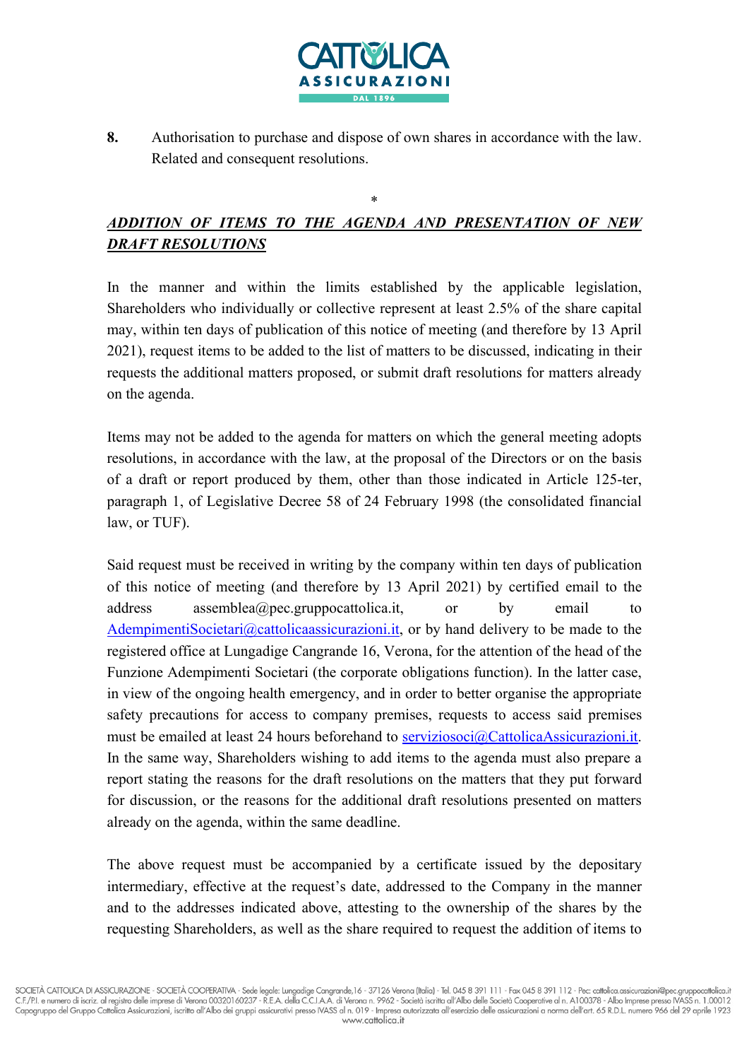**8.** Authorisation to purchase and dispose of own shares in accordance with the law. Related and consequent resolutions.

*

***ADDITION OF ITEMS TO THE AGENDA AND PRESENTATION OF NEW DRAFT RESOLUTIONS***

In the manner and within the limits established by the applicable legislation, Shareholders who individually or collective represent at least 2.5% of the share capital may, within ten days of publication of this notice of meeting (and therefore by 13 April 2021), request items to be added to the list of matters to be discussed, indicating in their requests the additional matters proposed, or submit draft resolutions for matters already on the agenda.

Items may not be added to the agenda for matters on which the general meeting adopts resolutions, in accordance with the law, at the proposal of the Directors or on the basis of a draft or report produced by them, other than those indicated in Article 125-ter, paragraph 1, of Legislative Decree 58 of 24 February 1998 (the consolidated financial law, or TUF).

Said request must be received in writing by the company within ten days of publication of this notice of meeting (and therefore by 13 April 2021) by certified email to the address assemblea@pec.gruppocattolica.it, or by email to AdempimentiSocietari@cattolicaassicurazioni.it, or by hand delivery to be made to the registered office at Lungadige Cangrande 16, Verona, for the attention of the head of the Funzione Adempimenti Societari (the corporate obligations function). In the latter case, in view of the ongoing health emergency, and in order to better organise the appropriate safety precautions for access to company premises, requests to access said premises must be emailed at least 24 hours beforehand to serviziosoci@CattolicaAssicurazioni.it. In the same way, Shareholders wishing to add items to the agenda must also prepare a report stating the reasons for the draft resolutions on the matters that they put forward for discussion, or the reasons for the additional draft resolutions presented on matters already on the agenda, within the same deadline.

The above request must be accompanied by a certificate issued by the depositary intermediary, effective at the request's date, addressed to the Company in the manner and to the addresses indicated above, attesting to the ownership of the shares by the requesting Shareholders, as well as the share required to request the addition of items to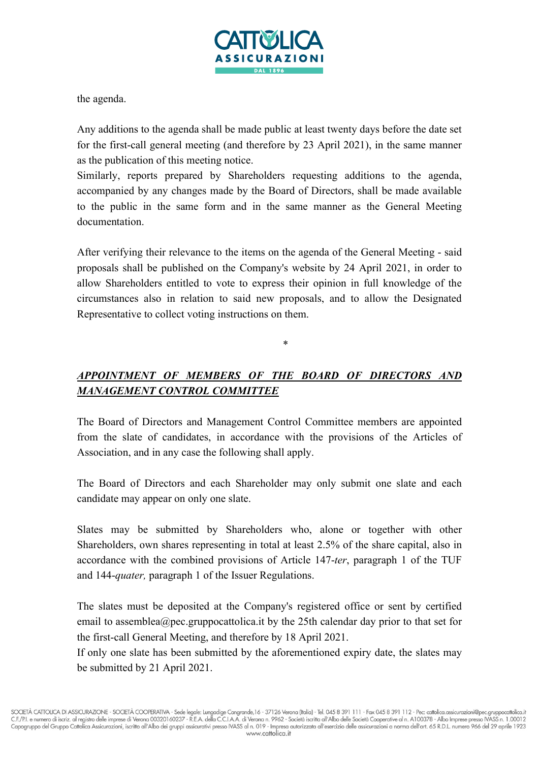the agenda.

Any additions to the agenda shall be made public at least twenty days before the date set for the first-call general meeting (and therefore by 23 April 2021), in the same manner as the publication of this meeting notice.
Similarly, reports prepared by Shareholders requesting additions to the agenda, accompanied by any changes made by the Board of Directors, shall be made available to the public in the same form and in the same manner as the General Meeting documentation.

After verifying their relevance to the items on the agenda of the General Meeting - said proposals shall be published on the Company's website by 24 April 2021, in order to allow Shareholders entitled to vote to express their opinion in full knowledge of the circumstances also in relation to said new proposals, and to allow the Designated Representative to collect voting instructions on them.

*

***APPOINTMENT OF MEMBERS OF THE BOARD OF DIRECTORS AND MANAGEMENT CONTROL COMMITTEE***

The Board of Directors and Management Control Committee members are appointed from the slate of candidates, in accordance with the provisions of the Articles of Association, and in any case the following shall apply.

The Board of Directors and each Shareholder may only submit one slate and each candidate may appear on only one slate.

Slates may be submitted by Shareholders who, alone or together with other Shareholders, own shares representing in total at least 2.5% of the share capital, also in accordance with the combined provisions of Article 147-*ter*, paragraph 1 of the TUF and 144-*quater,* paragraph 1 of the Issuer Regulations.

The slates must be deposited at the Company's registered office or sent by certified email to assemblea@pec.gruppocattolica.it by the 25th calendar day prior to that set for the first-call General Meeting, and therefore by 18 April 2021.
If only one slate has been submitted by the aforementioned expiry date, the slates may be submitted by 21 April 2021.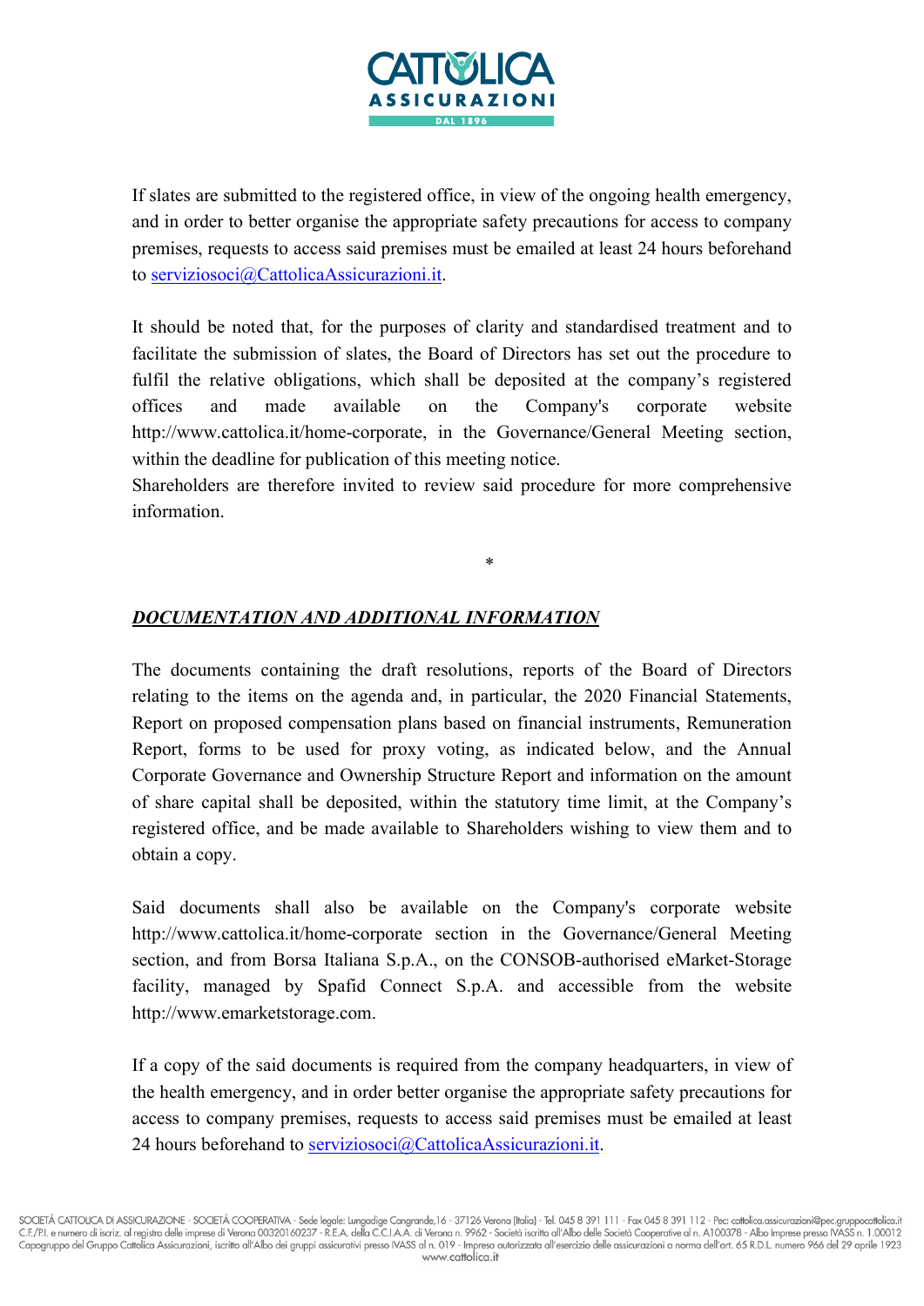If slates are submitted to the registered office, in view of the ongoing health emergency, and in order to better organise the appropriate safety precautions for access to company premises, requests to access said premises must be emailed at least 24 hours beforehand to serviziosoci@CattolicaAssicurazioni.it.

It should be noted that, for the purposes of clarity and standardised treatment and to facilitate the submission of slates, the Board of Directors has set out the procedure to fulfil the relative obligations, which shall be deposited at the company's registered offices and made available on the Company's corporate website http://www.cattolica.it/home-corporate, in the Governance/General Meeting section, within the deadline for publication of this meeting notice.
Shareholders are therefore invited to review said procedure for more comprehensive information.

*

***DOCUMENTATION AND ADDITIONAL INFORMATION***

The documents containing the draft resolutions, reports of the Board of Directors relating to the items on the agenda and, in particular, the 2020 Financial Statements, Report on proposed compensation plans based on financial instruments, Remuneration Report, forms to be used for proxy voting, as indicated below, and the Annual Corporate Governance and Ownership Structure Report and information on the amount of share capital shall be deposited, within the statutory time limit, at the Company's registered office, and be made available to Shareholders wishing to view them and to obtain a copy.

Said documents shall also be available on the Company's corporate website http://www.cattolica.it/home-corporate section in the Governance/General Meeting section, and from Borsa Italiana S.p.A., on the CONSOB-authorised eMarket-Storage facility, managed by Spafid Connect S.p.A. and accessible from the website http://www.emarketstorage.com.

If a copy of the said documents is required from the company headquarters, in view of the health emergency, and in order better organise the appropriate safety precautions for access to company premises, requests to access said premises must be emailed at least 24 hours beforehand to serviziosoci@CattolicaAssicurazioni.it.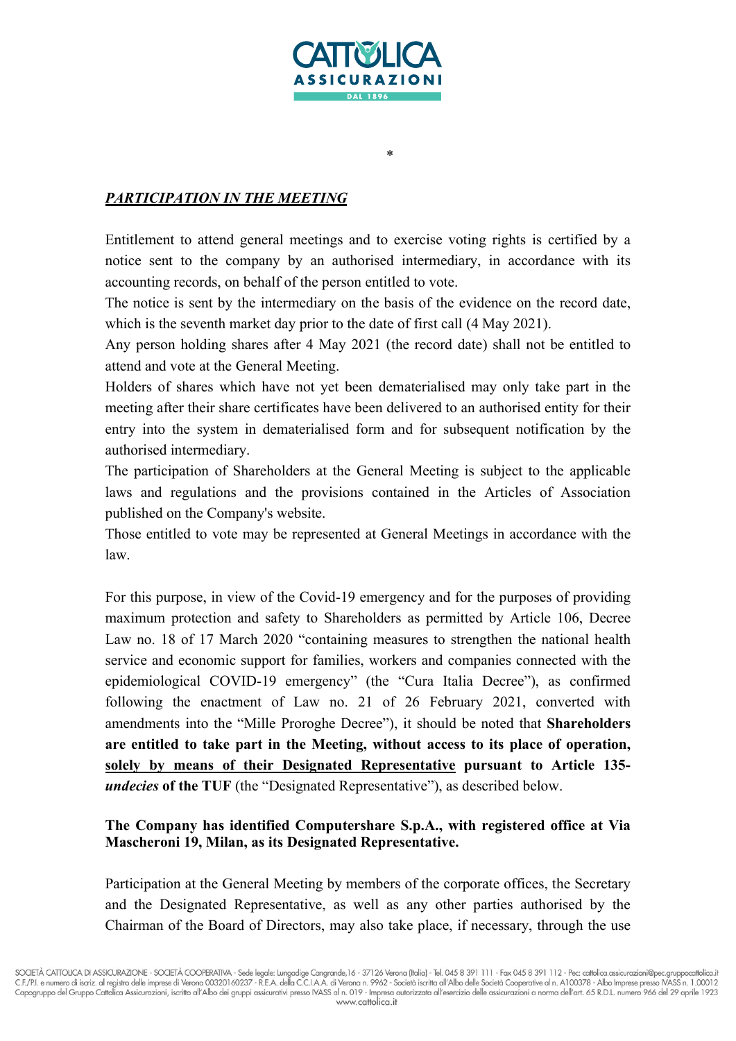*

***PARTICIPATION IN THE MEETING***

Entitlement to attend general meetings and to exercise voting rights is certified by a notice sent to the company by an authorised intermediary, in accordance with its accounting records, on behalf of the person entitled to vote.

The notice is sent by the intermediary on the basis of the evidence on the record date, which is the seventh market day prior to the date of first call (4 May 2021).

Any person holding shares after 4 May 2021 (the record date) shall not be entitled to attend and vote at the General Meeting.

Holders of shares which have not yet been dematerialised may only take part in the meeting after their share certificates have been delivered to an authorised entity for their entry into the system in dematerialised form and for subsequent notification by the authorised intermediary.

The participation of Shareholders at the General Meeting is subject to the applicable laws and regulations and the provisions contained in the Articles of Association published on the Company's website.

Those entitled to vote may be represented at General Meetings in accordance with the law.

For this purpose, in view of the Covid-19 emergency and for the purposes of providing maximum protection and safety to Shareholders as permitted by Article 106, Decree Law no. 18 of 17 March 2020 "containing measures to strengthen the national health service and economic support for families, workers and companies connected with the epidemiological COVID-19 emergency" (the "Cura Italia Decree"), as confirmed following the enactment of Law no. 21 of 26 February 2021, converted with amendments into the "Mille Proroghe Decree"), it should be noted that **Shareholders are entitled to take part in the Meeting, without access to its place of operation, solely by means of their Designated Representative pursuant to Article 135-*undecies* of the TUF** (the "Designated Representative"), as described below.

**The Company has identified Computershare S.p.A., with registered office at Via Mascheroni 19, Milan, as its Designated Representative.**

Participation at the General Meeting by members of the corporate offices, the Secretary and the Designated Representative, as well as any other parties authorised by the Chairman of the Board of Directors, may also take place, if necessary, through the use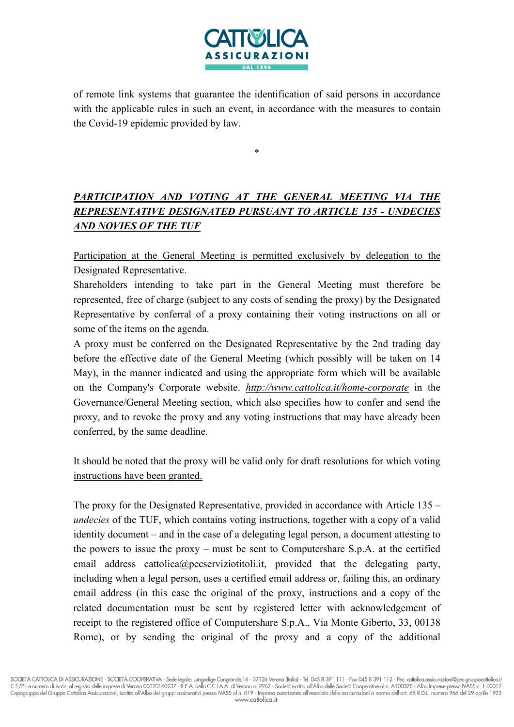of remote link systems that guarantee the identification of said persons in accordance with the applicable rules in such an event, in accordance with the measures to contain the Covid-19 epidemic provided by law.

*

## ***PARTICIPATION AND VOTING AT THE GENERAL MEETING VIA THE REPRESENTATIVE DESIGNATED PURSUANT TO ARTICLE 135 - UNDECIES AND NOVIES OF THE TUF***

<u>Participation at the General Meeting is permitted exclusively by delegation to the Designated Representative.</u>

Shareholders intending to take part in the General Meeting must therefore be represented, free of charge (subject to any costs of sending the proxy) by the Designated Representative by conferral of a proxy containing their voting instructions on all or some of the items on the agenda.

A proxy must be conferred on the Designated Representative by the 2nd trading day before the effective date of the General Meeting (which possibly will be taken on 14 May), in the manner indicated and using the appropriate form which will be available on the Company's Corporate website. *<u>http://www.cattolica.it/home-corporate</u>* in the Governance/General Meeting section, which also specifies how to confer and send the proxy, and to revoke the proxy and any voting instructions that may have already been conferred, by the same deadline.

<u>It should be noted that the proxy will be valid only for draft resolutions for which voting instructions have been granted.</u>

The proxy for the Designated Representative, provided in accordance with Article 135 – *undecies* of the TUF, which contains voting instructions, together with a copy of a valid identity document – and in the case of a delegating legal person, a document attesting to the powers to issue the proxy – must be sent to Computershare S.p.A. at the certified email address cattolica@pecserviziotitoli.it, provided that the delegating party, including when a legal person, uses a certified email address or, failing this, an ordinary email address (in this case the original of the proxy, instructions and a copy of the related documentation must be sent by registered letter with acknowledgement of receipt to the registered office of Computershare S.p.A., Via Monte Giberto, 33, 00138 Rome), or by sending the original of the proxy and a copy of the additional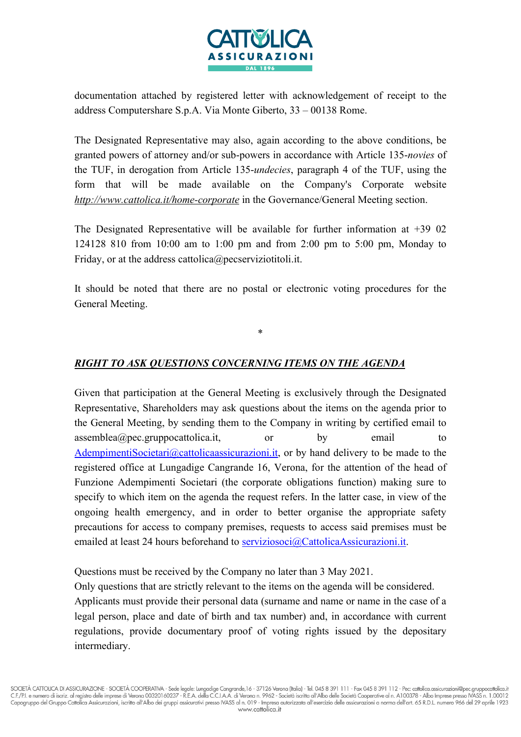documentation attached by registered letter with acknowledgement of receipt to the address Computershare S.p.A. Via Monte Giberto, 33 – 00138 Rome.

The Designated Representative may also, again according to the above conditions, be granted powers of attorney and/or sub-powers in accordance with Article 135-*novies* of the TUF, in derogation from Article 135-*undecies*, paragraph 4 of the TUF, using the form that will be made available on the Company's Corporate website *http://www.cattolica.it/home-corporate* in the Governance/General Meeting section.

The Designated Representative will be available for further information at +39 02 124128 810 from 10:00 am to 1:00 pm and from 2:00 pm to 5:00 pm, Monday to Friday, or at the address cattolica@pecserviziotitoli.it.

It should be noted that there are no postal or electronic voting procedures for the General Meeting.

*

***RIGHT TO ASK QUESTIONS CONCERNING ITEMS ON THE AGENDA***

Given that participation at the General Meeting is exclusively through the Designated Representative, Shareholders may ask questions about the items on the agenda prior to the General Meeting, by sending them to the Company in writing by certified email to assemblea@pec.gruppocattolica.it, or by email to AdempimentiSocietari@cattolicaassicurazioni.it, or by hand delivery to be made to the registered office at Lungadige Cangrande 16, Verona, for the attention of the head of Funzione Adempimenti Societari (the corporate obligations function) making sure to specify to which item on the agenda the request refers. In the latter case, in view of the ongoing health emergency, and in order to better organise the appropriate safety precautions for access to company premises, requests to access said premises must be emailed at least 24 hours beforehand to serviziosoci@CattolicaAssicurazioni.it.

Questions must be received by the Company no later than 3 May 2021.

Only questions that are strictly relevant to the items on the agenda will be considered.

Applicants must provide their personal data (surname and name or name in the case of a legal person, place and date of birth and tax number) and, in accordance with current regulations, provide documentary proof of voting rights issued by the depositary intermediary.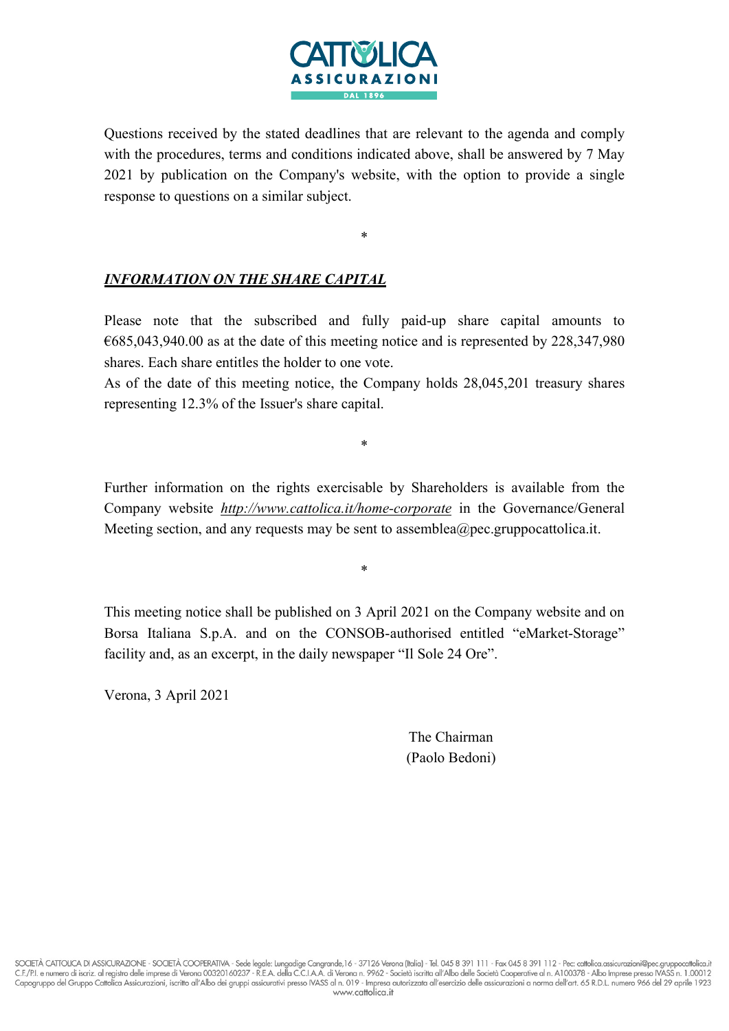Questions received by the stated deadlines that are relevant to the agenda and comply with the procedures, terms and conditions indicated above, shall be answered by 7 May 2021 by publication on the Company's website, with the option to provide a single response to questions on a similar subject.

*

***INFORMATION ON THE SHARE CAPITAL***

Please note that the subscribed and fully paid-up share capital amounts to €685,043,940.00 as at the date of this meeting notice and is represented by 228,347,980 shares. Each share entitles the holder to one vote.

As of the date of this meeting notice, the Company holds 28,045,201 treasury shares representing 12.3% of the Issuer's share capital.

*

Further information on the rights exercisable by Shareholders is available from the Company website *http://www.cattolica.it/home-corporate* in the Governance/General Meeting section, and any requests may be sent to assemblea@pec.gruppocattolica.it.

*

This meeting notice shall be published on 3 April 2021 on the Company website and on Borsa Italiana S.p.A. and on the CONSOB-authorised entitled "eMarket-Storage" facility and, as an excerpt, in the daily newspaper "Il Sole 24 Ore".

Verona, 3 April 2021

The Chairman
(Paolo Bedoni)